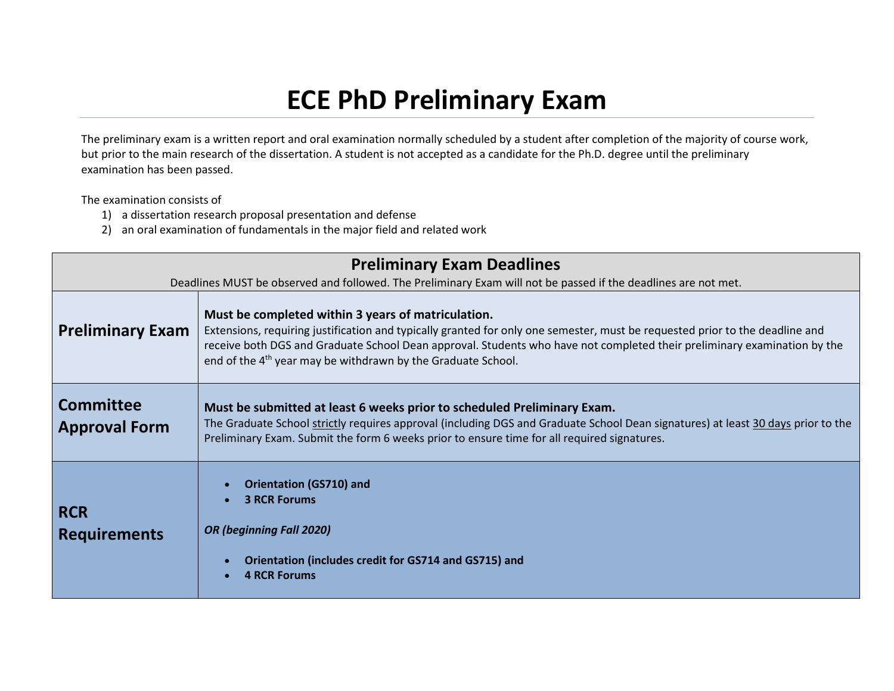# ECE PhD Preliminary Exam

The preliminary exam is a written report and oral examination normally scheduled by a student after completion of the majority of course work, but prior to the main research of the dissertation. A student is not accepted as a candidate for the Ph.D. degree until the preliminary examination has been passed.

The examination consists of

1) a dissertation research proposal presentation and defense
2) an oral examination of fundamentals in the major field and related work

| **Preliminary Exam Deadlines**<br>Deadlines MUST be observed and followed. The Preliminary Exam will not be passed if the deadlines are not met. | |
|---|---|
| **Preliminary Exam** | **Must be completed within 3 years of matriculation.**<br>Extensions, requiring justification and typically granted for only one semester, must be requested prior to the deadline and receive both DGS and Graduate School Dean approval. Students who have not completed their preliminary examination by the end of the 4th year may be withdrawn by the Graduate School. |
| **Committee Approval Form** | **Must be submitted at least 6 weeks prior to scheduled Preliminary Exam.**<br>The Graduate School strictly requires approval (including DGS and Graduate School Dean signatures) at least 30 days prior to the Preliminary Exam. Submit the form 6 weeks prior to ensure time for all required signatures. |
| **RCR Requirements** | • **Orientation (GS710) and**<br>• **3 RCR Forums**<br><br>***OR (beginning Fall 2020)***<br><br>• **Orientation (includes credit for GS714 and GS715) and**<br>• **4 RCR Forums** |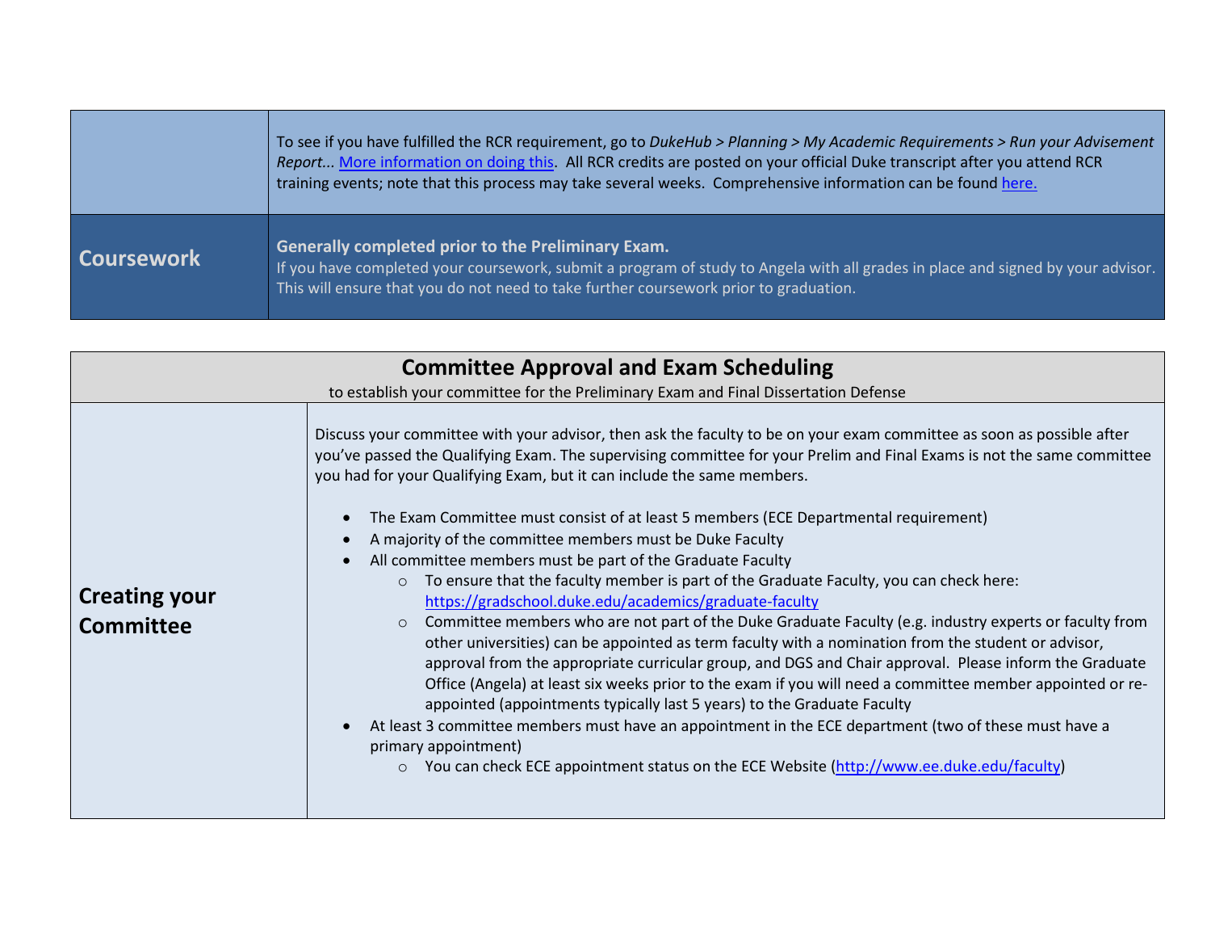| | |
|---|---|
| | To see if you have fulfilled the RCR requirement, go to *DukeHub > Planning > My Academic Requirements > Run your Advisement Report...*. [More information on doing this](). All RCR credits are posted on your official Duke transcript after you attend RCR training events; note that this process may take several weeks. Comprehensive information can be found [here.]() |
| **Coursework** | **Generally completed prior to the Preliminary Exam.** If you have completed your coursework, submit a program of study to Angela with all grades in place and signed by your advisor. This will ensure that you do not need to take further coursework prior to graduation. |

## Committee Approval and Exam Scheduling

to establish your committee for the Preliminary Exam and Final Dissertation Defense

### Creating your Committee

Discuss your committee with your advisor, then ask the faculty to be on your exam committee as soon as possible after you've passed the Qualifying Exam. The supervising committee for your Prelim and Final Exams is not the same committee you had for your Qualifying Exam, but it can include the same members.

- The Exam Committee must consist of at least 5 members (ECE Departmental requirement)
- A majority of the committee members must be Duke Faculty
- All committee members must be part of the Graduate Faculty
    - To ensure that the faculty member is part of the Graduate Faculty, you can check here: https://gradschool.duke.edu/academics/graduate-faculty
    - Committee members who are not part of the Duke Graduate Faculty (e.g. industry experts or faculty from other universities) can be appointed as term faculty with a nomination from the student or advisor, approval from the appropriate curricular group, and DGS and Chair approval. Please inform the Graduate Office (Angela) at least six weeks prior to the exam if you will need a committee member appointed or re-appointed (appointments typically last 5 years) to the Graduate Faculty
- At least 3 committee members must have an appointment in the ECE department (two of these must have a primary appointment)
    - You can check ECE appointment status on the ECE Website (http://www.ee.duke.edu/faculty)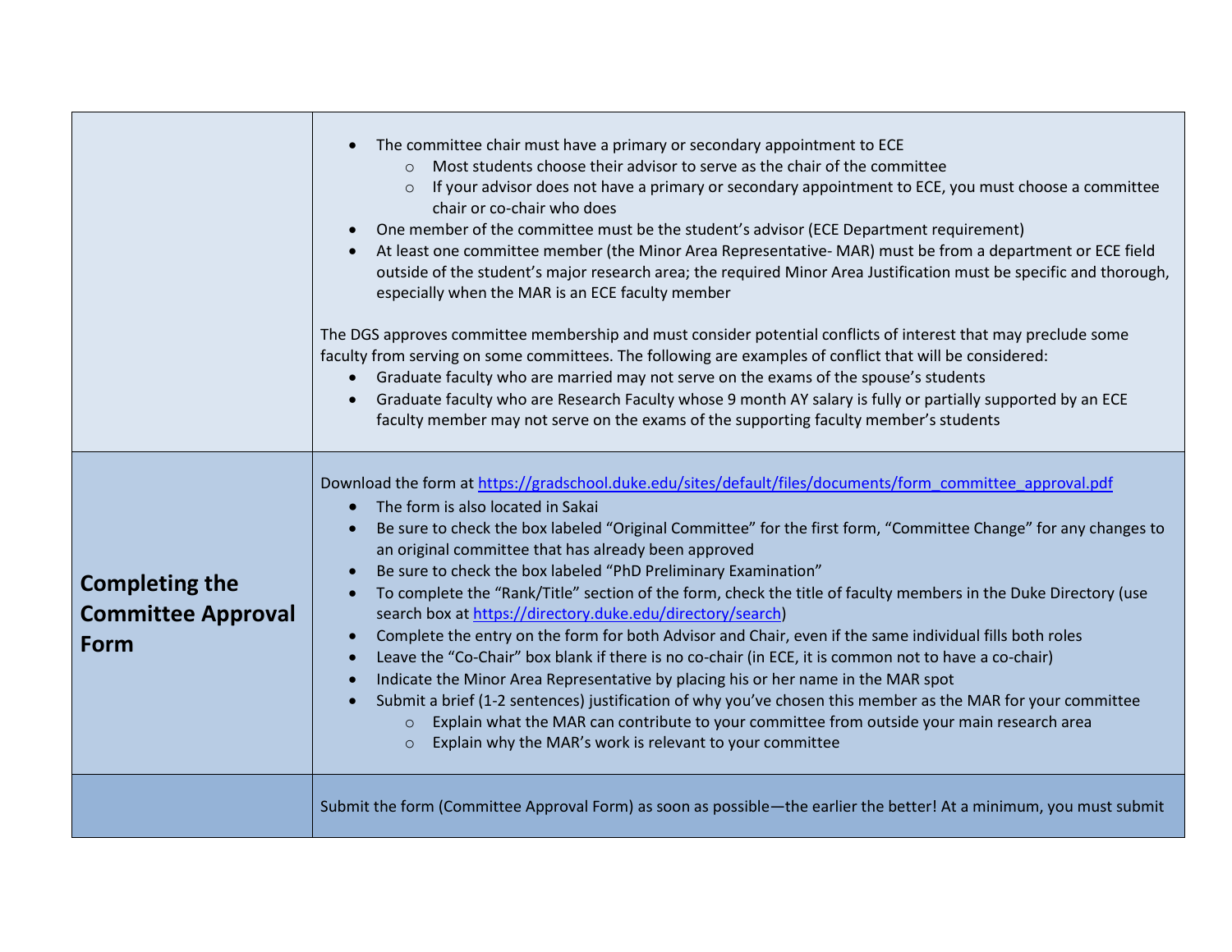| | |
|---|---|
| | • The committee chair must have a primary or secondary appointment to ECE<br>  ○ Most students choose their advisor to serve as the chair of the committee<br>  ○ If your advisor does not have a primary or secondary appointment to ECE, you must choose a committee chair or co-chair who does<br>• One member of the committee must be the student's advisor (ECE Department requirement)<br>• At least one committee member (the Minor Area Representative- MAR) must be from a department or ECE field outside of the student's major research area; the required Minor Area Justification must be specific and thorough, especially when the MAR is an ECE faculty member<br><br>The DGS approves committee membership and must consider potential conflicts of interest that may preclude some faculty from serving on some committees. The following are examples of conflict that will be considered:<br>• Graduate faculty who are married may not serve on the exams of the spouse's students<br>• Graduate faculty who are Research Faculty whose 9 month AY salary is fully or partially supported by an ECE faculty member may not serve on the exams of the supporting faculty member's students |
| **Completing the Committee Approval Form** | Download the form at [https://gradschool.duke.edu/sites/default/files/documents/form_committee_approval.pdf](https://gradschool.duke.edu/sites/default/files/documents/form_committee_approval.pdf)<br>• The form is also located in Sakai<br>• Be sure to check the box labeled "Original Committee" for the first form, "Committee Change" for any changes to an original committee that has already been approved<br>• Be sure to check the box labeled "PhD Preliminary Examination"<br>• To complete the "Rank/Title" section of the form, check the title of faculty members in the Duke Directory (use search box at [https://directory.duke.edu/directory/search](https://directory.duke.edu/directory/search))<br>• Complete the entry on the form for both Advisor and Chair, even if the same individual fills both roles<br>• Leave the "Co-Chair" box blank if there is no co-chair (in ECE, it is common not to have a co-chair)<br>• Indicate the Minor Area Representative by placing his or her name in the MAR spot<br>• Submit a brief (1-2 sentences) justification of why you've chosen this member as the MAR for your committee<br>  ○ Explain what the MAR can contribute to your committee from outside your main research area<br>  ○ Explain why the MAR's work is relevant to your committee |
| | Submit the form (Committee Approval Form) as soon as possible—the earlier the better! At a minimum, you must submit |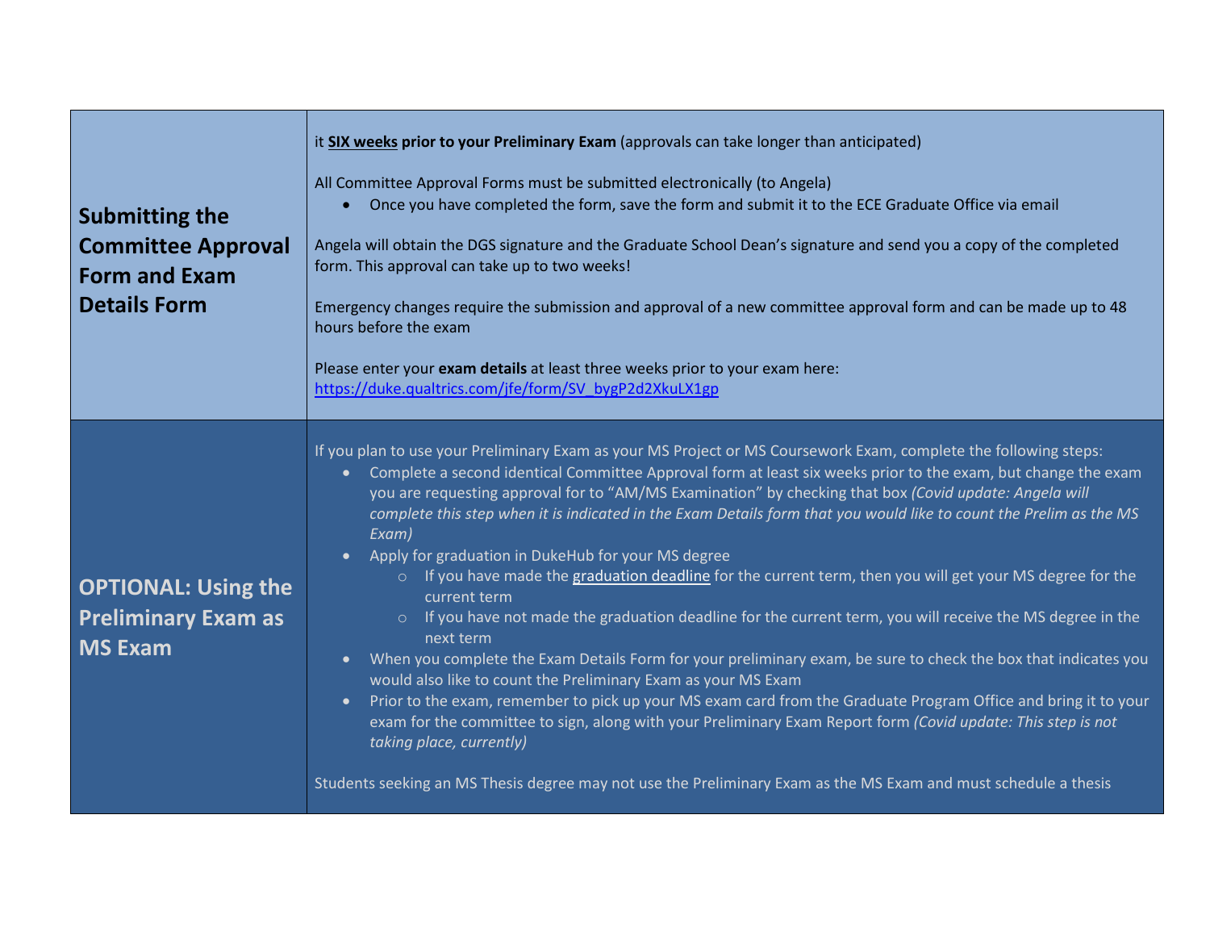| | |
|---|---|
| **Submitting the Committee Approval Form and Exam Details Form** | it **<u>SIX weeks</u> prior to your Preliminary Exam** (approvals can take longer than anticipated)<br><br>All Committee Approval Forms must be submitted electronically (to Angela)<br>• Once you have completed the form, save the form and submit it to the ECE Graduate Office via email<br><br>Angela will obtain the DGS signature and the Graduate School Dean's signature and send you a copy of the completed form. This approval can take up to two weeks!<br><br>Emergency changes require the submission and approval of a new committee approval form and can be made up to 48 hours before the exam<br><br>Please enter your **exam details** at least three weeks prior to your exam here: [https://duke.qualtrics.com/jfe/form/SV_bygP2d2XkuLX1gp](https://duke.qualtrics.com/jfe/form/SV_bygP2d2XkuLX1gp) |
| **OPTIONAL: Using the Preliminary Exam as MS Exam** | If you plan to use your Preliminary Exam as your MS Project or MS Coursework Exam, complete the following steps:<br>• Complete a second identical Committee Approval form at least six weeks prior to the exam, but change the exam you are requesting approval for to "AM/MS Examination" by checking that box *(Covid update: Angela will complete this step when it is indicated in the Exam Details form that you would like to count the Prelim as the MS Exam)*<br>• Apply for graduation in DukeHub for your MS degree<br>&nbsp;&nbsp;&nbsp;&nbsp;○ If you have made the graduation deadline for the current term, then you will get your MS degree for the current term<br>&nbsp;&nbsp;&nbsp;&nbsp;○ If you have not made the graduation deadline for the current term, you will receive the MS degree in the next term<br>• When you complete the Exam Details Form for your preliminary exam, be sure to check the box that indicates you would also like to count the Preliminary Exam as your MS Exam<br>• Prior to the exam, remember to pick up your MS exam card from the Graduate Program Office and bring it to your exam for the committee to sign, along with your Preliminary Exam Report form *(Covid update: This step is not taking place, currently)*<br><br>Students seeking an MS Thesis degree may not use the Preliminary Exam as the MS Exam and must schedule a thesis |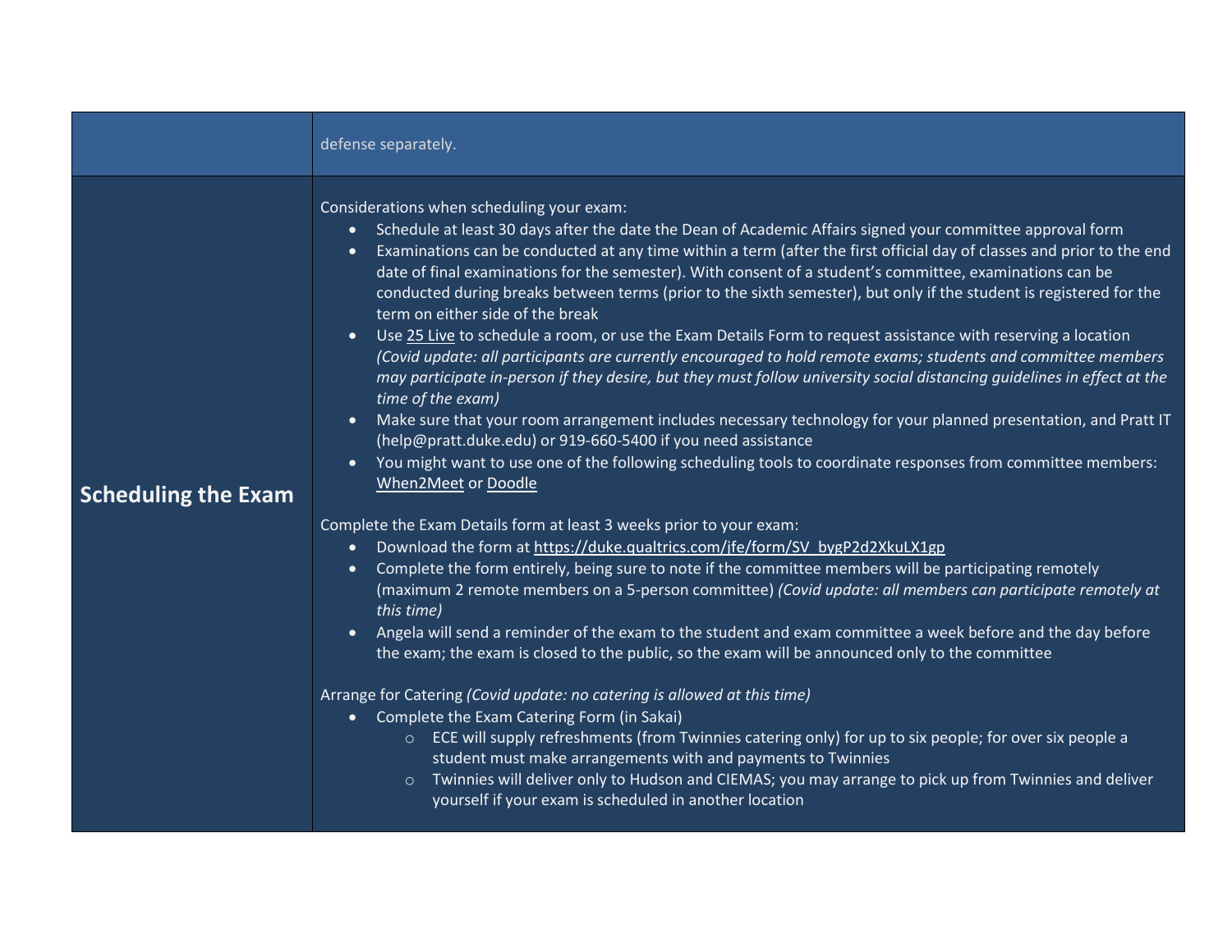| | |
|---|---|
| | defense separately. |
| **Scheduling the Exam** | Considerations when scheduling your exam:<br>• Schedule at least 30 days after the date the Dean of Academic Affairs signed your committee approval form<br>• Examinations can be conducted at any time within a term (after the first official day of classes and prior to the end date of final examinations for the semester). With consent of a student's committee, examinations can be conducted during breaks between terms (prior to the sixth semester), but only if the student is registered for the term on either side of the break<br>• Use 25 Live to schedule a room, or use the Exam Details Form to request assistance with reserving a location *(Covid update: all participants are currently encouraged to hold remote exams; students and committee members may participate in-person if they desire, but they must follow university social distancing guidelines in effect at the time of the exam)*<br>• Make sure that your room arrangement includes necessary technology for your planned presentation, and Pratt IT (help@pratt.duke.edu) or 919-660-5400 if you need assistance<br>• You might want to use one of the following scheduling tools to coordinate responses from committee members: When2Meet or Doodle<br><br>Complete the Exam Details form at least 3 weeks prior to your exam:<br>• Download the form at https://duke.qualtrics.com/jfe/form/SV_bygP2d2XkuLX1gp<br>• Complete the form entirely, being sure to note if the committee members will be participating remotely (maximum 2 remote members on a 5-person committee) *(Covid update: all members can participate remotely at this time)*<br>• Angela will send a reminder of the exam to the student and exam committee a week before and the day before the exam; the exam is closed to the public, so the exam will be announced only to the committee<br><br>Arrange for Catering *(Covid update: no catering is allowed at this time)*<br>• Complete the Exam Catering Form (in Sakai)<br>&nbsp;&nbsp;&nbsp;&nbsp;○ ECE will supply refreshments (from Twinnies catering only) for up to six people; for over six people a student must make arrangements with and payments to Twinnies<br>&nbsp;&nbsp;&nbsp;&nbsp;○ Twinnies will deliver only to Hudson and CIEMAS; you may arrange to pick up from Twinnies and deliver yourself if your exam is scheduled in another location |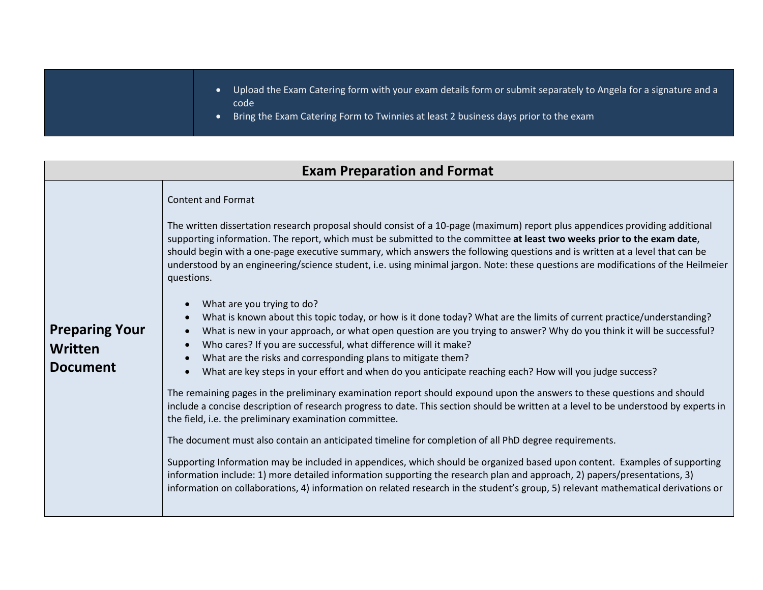| | |
|---|---|
| | • Upload the Exam Catering form with your exam details form or submit separately to Angela for a signature and a code<br>• Bring the Exam Catering Form to Twinnies at least 2 business days prior to the exam |

| Exam Preparation and Format | |
|---|---|
| **Preparing Your Written Document** | Content and Format<br><br>The written dissertation research proposal should consist of a 10-page (maximum) report plus appendices providing additional supporting information. The report, which must be submitted to the committee **at least two weeks prior to the exam date**, should begin with a one-page executive summary, which answers the following questions and is written at a level that can be understood by an engineering/science student, i.e. using minimal jargon. Note: these questions are modifications of the Heilmeier questions.<br><br>• What are you trying to do?<br>• What is known about this topic today, or how is it done today? What are the limits of current practice/understanding?<br>• What is new in your approach, or what open question are you trying to answer? Why do you think it will be successful?<br>• Who cares? If you are successful, what difference will it make?<br>• What are the risks and corresponding plans to mitigate them?<br>• What are key steps in your effort and when do you anticipate reaching each? How will you judge success?<br><br>The remaining pages in the preliminary examination report should expound upon the answers to these questions and should include a concise description of research progress to date. This section should be written at a level to be understood by experts in the field, i.e. the preliminary examination committee.<br><br>The document must also contain an anticipated timeline for completion of all PhD degree requirements.<br><br>Supporting Information may be included in appendices, which should be organized based upon content. Examples of supporting information include: 1) more detailed information supporting the research plan and approach, 2) papers/presentations, 3) information on collaborations, 4) information on related research in the student's group, 5) relevant mathematical derivations or |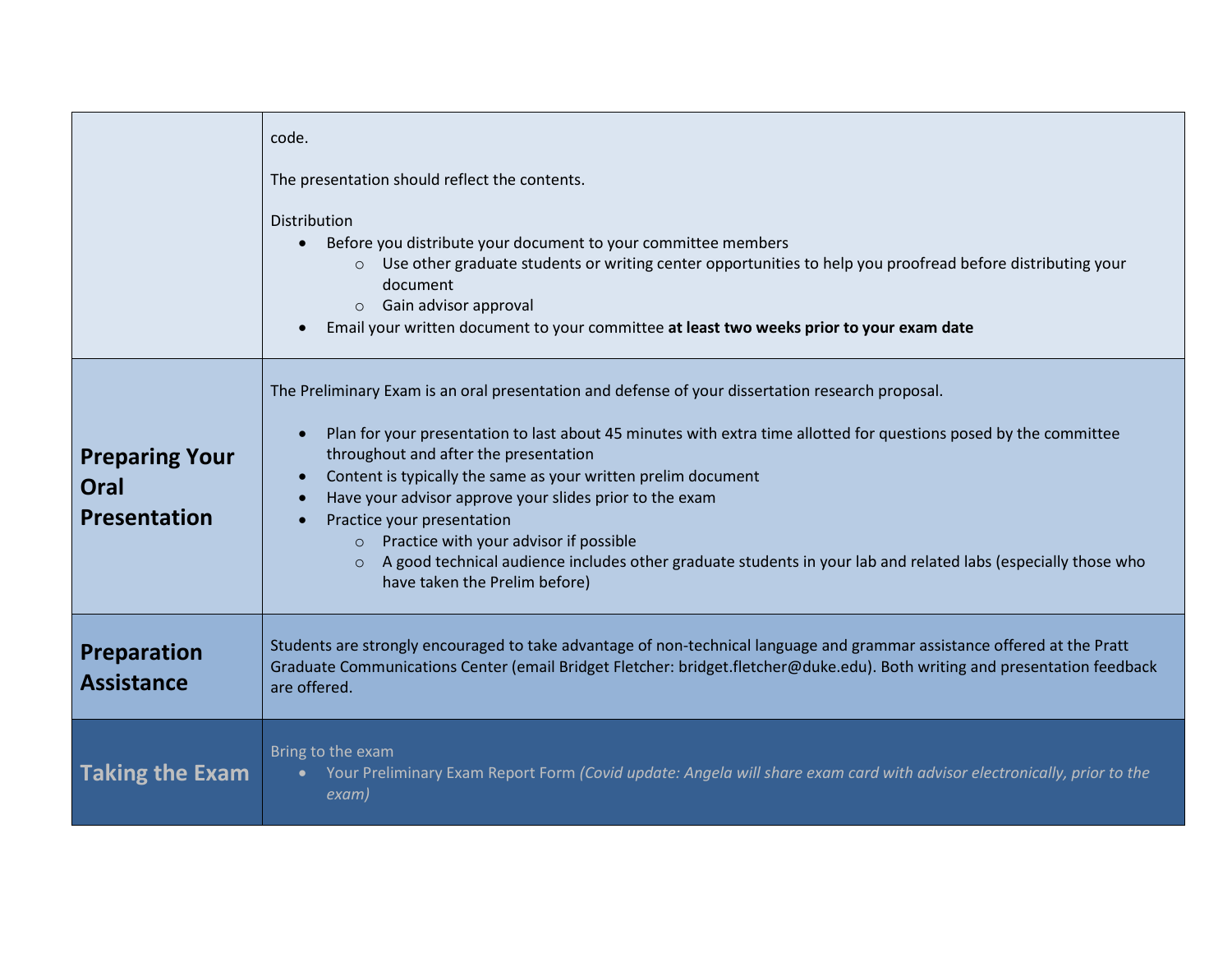| | |
|---|---|
| | code.<br><br>The presentation should reflect the contents.<br><br>Distribution<br>• Before you distribute your document to your committee members<br>  ○ Use other graduate students or writing center opportunities to help you proofread before distributing your document<br>  ○ Gain advisor approval<br>• Email your written document to your committee **at least two weeks prior to your exam date** |
| **Preparing Your Oral Presentation** | The Preliminary Exam is an oral presentation and defense of your dissertation research proposal.<br><br>• Plan for your presentation to last about 45 minutes with extra time allotted for questions posed by the committee throughout and after the presentation<br>• Content is typically the same as your written prelim document<br>• Have your advisor approve your slides prior to the exam<br>• Practice your presentation<br>  ○ Practice with your advisor if possible<br>  ○ A good technical audience includes other graduate students in your lab and related labs (especially those who have taken the Prelim before) |
| **Preparation Assistance** | Students are strongly encouraged to take advantage of non-technical language and grammar assistance offered at the Pratt Graduate Communications Center (email Bridget Fletcher: bridget.fletcher@duke.edu). Both writing and presentation feedback are offered. |
| **Taking the Exam** | Bring to the exam<br>• Your Preliminary Exam Report Form *(Covid update: Angela will share exam card with advisor electronically, prior to the exam)* |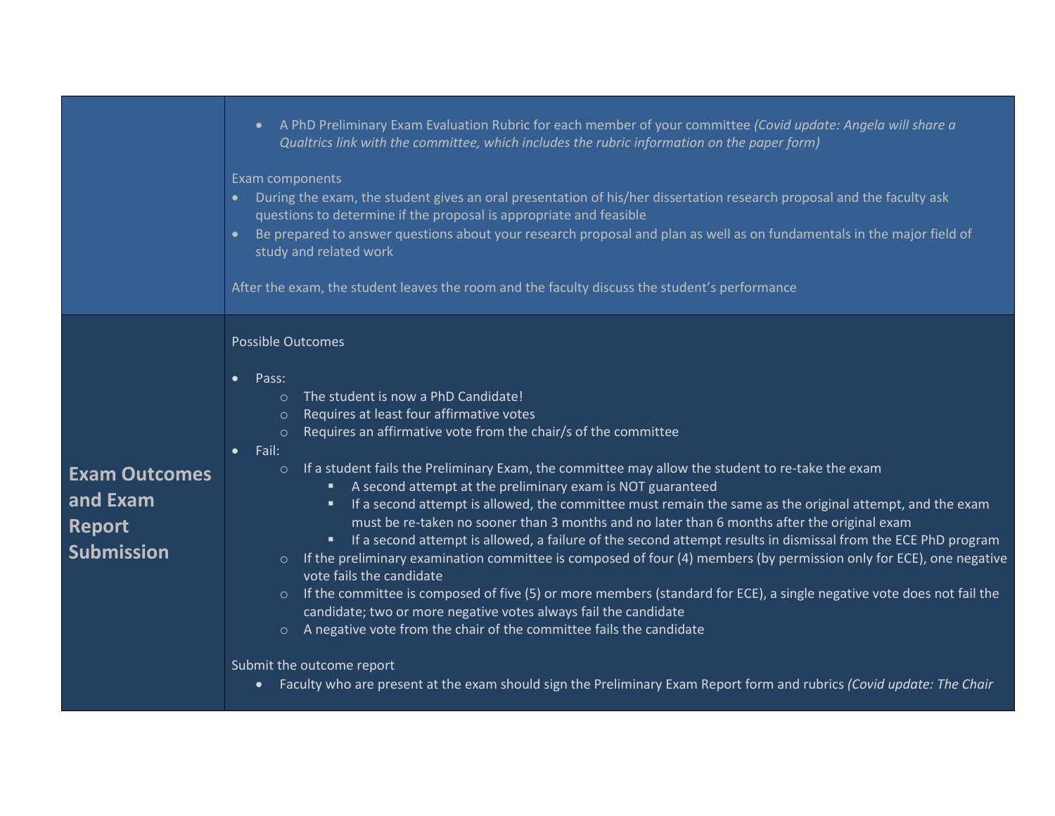| | |
|---|---|
| | <ul><li>A PhD Preliminary Exam Evaluation Rubric for each member of your committee *(Covid update: Angela will share a Qualtrics link with the committee, which includes the rubric information on the paper form)*</li></ul>Exam components<ul><li>During the exam, the student gives an oral presentation of his/her dissertation research proposal and the faculty ask questions to determine if the proposal is appropriate and feasible</li><li>Be prepared to answer questions about your research proposal and plan as well as on fundamentals in the major field of study and related work</li></ul>After the exam, the student leaves the room and the faculty discuss the student's performance |
| **Exam Outcomes and Exam Report Submission** | Possible Outcomes<ul><li>Pass:<ul><li>The student is now a PhD Candidate!</li><li>Requires at least four affirmative votes</li><li>Requires an affirmative vote from the chair/s of the committee</li></ul></li><li>Fail:<ul><li>If a student fails the Preliminary Exam, the committee may allow the student to re-take the exam<ul><li>A second attempt at the preliminary exam is NOT guaranteed</li><li>If a second attempt is allowed, the committee must remain the same as the original attempt, and the exam must be re-taken no sooner than 3 months and no later than 6 months after the original exam</li><li>If a second attempt is allowed, a failure of the second attempt results in dismissal from the ECE PhD program</li></ul></li><li>If the preliminary examination committee is composed of four (4) members (by permission only for ECE), one negative vote fails the candidate</li><li>If the committee is composed of five (5) or more members (standard for ECE), a single negative vote does not fail the candidate; two or more negative votes always fail the candidate</li><li>A negative vote from the chair of the committee fails the candidate</li></ul></li></ul>Submit the outcome report<ul><li>Faculty who are present at the exam should sign the Preliminary Exam Report form and rubrics *(Covid update: The Chair*</li></ul> |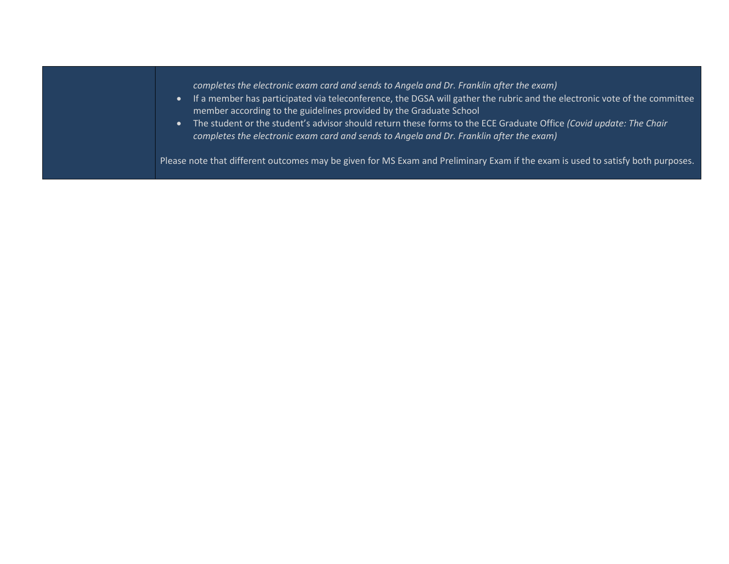| | |
|---|---|
| | *completes the electronic exam card and sends to Angela and Dr. Franklin after the exam)*<br>• If a member has participated via teleconference, the DGSA will gather the rubric and the electronic vote of the committee member according to the guidelines provided by the Graduate School<br>• The student or the student's advisor should return these forms to the ECE Graduate Office *(Covid update: The Chair completes the electronic exam card and sends to Angela and Dr. Franklin after the exam)*<br><br>Please note that different outcomes may be given for MS Exam and Preliminary Exam if the exam is used to satisfy both purposes. |